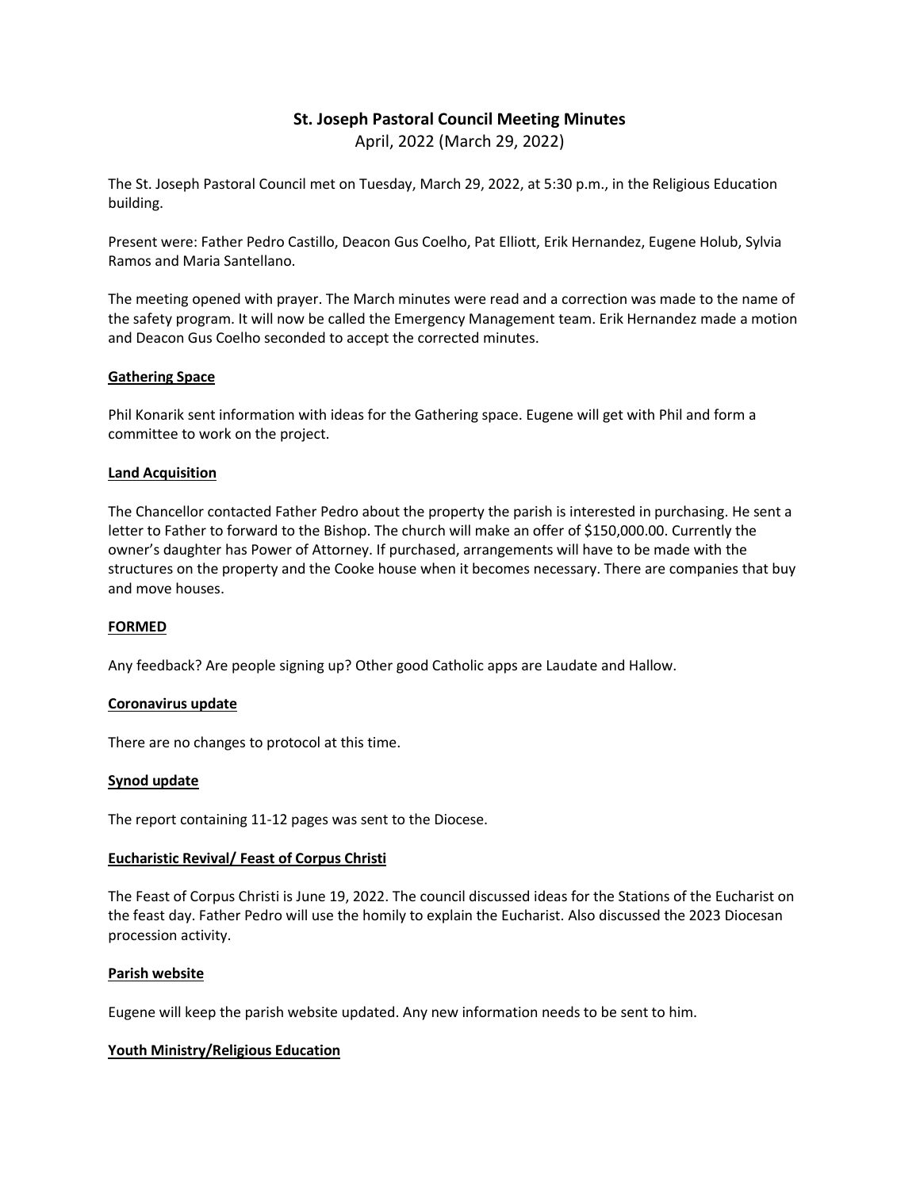# St. Joseph Pastoral Council Meeting Minutes

April, 2022 (March 29, 2022)

The St. Joseph Pastoral Council met on Tuesday, March 29, 2022, at 5:30 p.m., in the Religious Education building.

Present were: Father Pedro Castillo, Deacon Gus Coelho, Pat Elliott, Erik Hernandez, Eugene Holub, Sylvia Ramos and Maria Santellano.

The meeting opened with prayer. The March minutes were read and a correction was made to the name of the safety program. It will now be called the Emergency Management team. Erik Hernandez made a motion and Deacon Gus Coelho seconded to accept the corrected minutes.

## Gathering Space

Phil Konarik sent information with ideas for the Gathering space. Eugene will get with Phil and form a committee to work on the project.

## Land Acquisition

The Chancellor contacted Father Pedro about the property the parish is interested in purchasing. He sent a letter to Father to forward to the Bishop. The church will make an offer of $150,000.00. Currently the owner's daughter has Power of Attorney. If purchased, arrangements will have to be made with the structures on the property and the Cooke house when it becomes necessary. There are companies that buy and move houses.

## FORMED

Any feedback? Are people signing up? Other good Catholic apps are Laudate and Hallow.

## Coronavirus update

There are no changes to protocol at this time.

## Synod update

The report containing 11-12 pages was sent to the Diocese.

## Eucharistic Revival/ Feast of Corpus Christi

The Feast of Corpus Christi is June 19, 2022. The council discussed ideas for the Stations of the Eucharist on the feast day. Father Pedro will use the homily to explain the Eucharist. Also discussed the 2023 Diocesan procession activity.

## Parish website

Eugene will keep the parish website updated. Any new information needs to be sent to him.

## Youth Ministry/Religious Education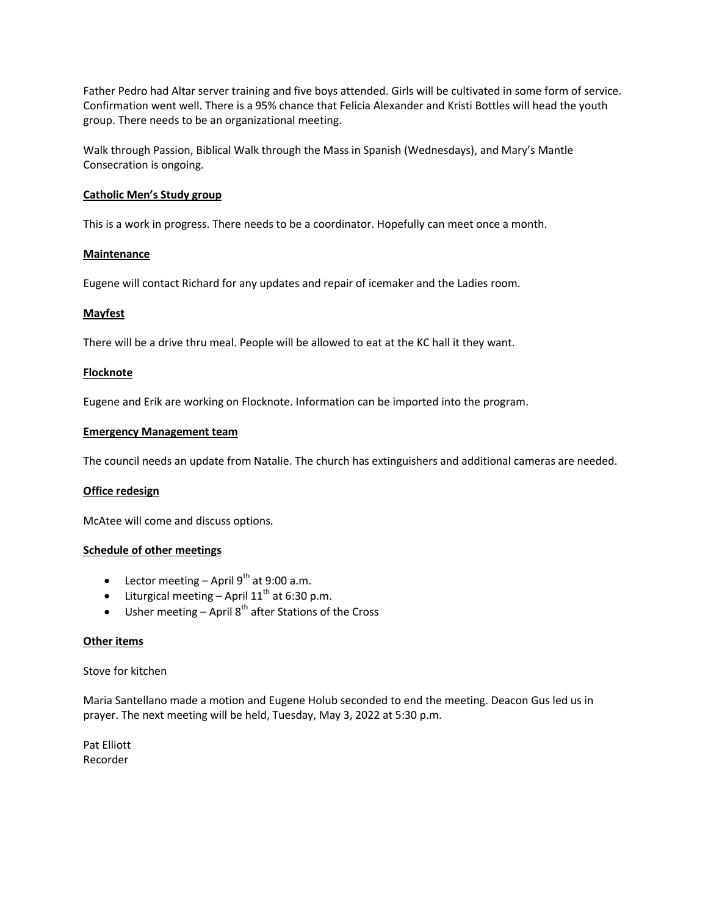Father Pedro had Altar server training and five boys attended. Girls will be cultivated in some form of service. Confirmation went well. There is a 95% chance that Felicia Alexander and Kristi Bottles will head the youth group. There needs to be an organizational meeting.

Walk through Passion, Biblical Walk through the Mass in Spanish (Wednesdays), and Mary's Mantle Consecration is ongoing.

**Catholic Men's Study group**

This is a work in progress. There needs to be a coordinator. Hopefully can meet once a month.

**Maintenance**

Eugene will contact Richard for any updates and repair of icemaker and the Ladies room.

**Mayfest**

There will be a drive thru meal. People will be allowed to eat at the KC hall it they want.

**Flocknote**

Eugene and Erik are working on Flocknote. Information can be imported into the program.

**Emergency Management team**

The council needs an update from Natalie. The church has extinguishers and additional cameras are needed.

**Office redesign**

McAtee will come and discuss options.

**Schedule of other meetings**

- Lector meeting – April 9th at 9:00 a.m.
- Liturgical meeting – April 11th at 6:30 p.m.
- Usher meeting – April 8th after Stations of the Cross

**Other items**

Stove for kitchen

Maria Santellano made a motion and Eugene Holub seconded to end the meeting. Deacon Gus led us in prayer. The next meeting will be held, Tuesday, May 3, 2022 at 5:30 p.m.

Pat Elliott
Recorder